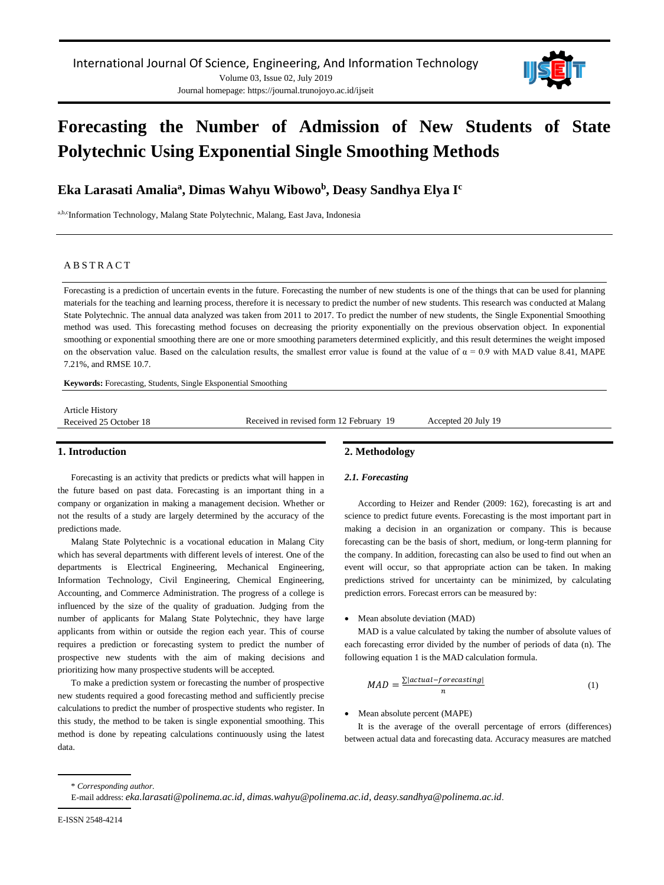# Forecasting the Number of Admission of New Students of State Polytechnic Using Exponential Single Smoothing Methods

**Eka Larasati Amalia[a], Dimas Wahyu Wibowo[b], Deasy Sandhya Elya I[c]**

[a,b,c]Information Technology, Malang State Polytechnic, Malang, East Java, Indonesia

## ABSTRACT

Forecasting is a prediction of uncertain events in the future. Forecasting the number of new students is one of the things that can be used for planning materials for the teaching and learning process, therefore it is necessary to predict the number of new students. This research was conducted at Malang State Polytechnic. The annual data analyzed was taken from 2011 to 2017. To predict the number of new students, the Single Exponential Smoothing method was used. This forecasting method focuses on decreasing the priority exponentially on the previous observation object. In exponential smoothing or exponential smoothing there are one or more smoothing parameters determined explicitly, and this result determines the weight imposed on the observation value. Based on the calculation results, the smallest error value is found at the value of $\alpha = 0.9$ with MAD value 8.41, MAPE 7.21%, and RMSE 10.7.

**Keywords:** Forecasting, Students, Single Eksponential Smoothing

Article History
Received 25 October 18 | Received in revised form 12 February 19 | Accepted 20 July 19

## 1. Introduction

Forecasting is an activity that predicts or predicts what will happen in the future based on past data. Forecasting is an important thing in a company or organization in making a management decision. Whether or not the results of a study are largely determined by the accuracy of the predictions made.

Malang State Polytechnic is a vocational education in Malang City which has several departments with different levels of interest. One of the departments is Electrical Engineering, Mechanical Engineering, Information Technology, Civil Engineering, Chemical Engineering, Accounting, and Commerce Administration. The progress of a college is influenced by the size of the quality of graduation. Judging from the number of applicants for Malang State Polytechnic, they have large applicants from within or outside the region each year. This of course requires a prediction or forecasting system to predict the number of prospective new students with the aim of making decisions and prioritizing how many prospective students will be accepted.

To make a prediction system or forecasting the number of prospective new students required a good forecasting method and sufficiently precise calculations to predict the number of prospective students who register. In this study, the method to be taken is single exponential smoothing. This method is done by repeating calculations continuously using the latest data.

## 2. Methodology

### 2.1. Forecasting

According to Heizer and Render (2009: 162), forecasting is art and science to predict future events. Forecasting is the most important part in making a decision in an organization or company. This is because forecasting can be the basis of short, medium, or long-term planning for the company. In addition, forecasting can also be used to find out when an event will occur, so that appropriate action can be taken. In making predictions strived for uncertainty can be minimized, by calculating prediction errors. Forecast errors can be measured by:

- Mean absolute deviation (MAD)

MAD is a value calculated by taking the number of absolute values of each forecasting error divided by the number of periods of data (n). The following equation 1 is the MAD calculation formula.

$$MAD = \frac{\sum|actual - forecasting|}{n} \quad (1)$$

- Mean absolute percent (MAPE)

It is the average of the overall percentage of errors (differences) between actual data and forecasting data. Accuracy measures are matched

\* *Corresponding author.*
E-mail address: *eka.larasati@polinema.ac.id, dimas.wahyu@polinema.ac.id, deasy.sandhya@polinema.ac.id*.

E-ISSN 2548-4214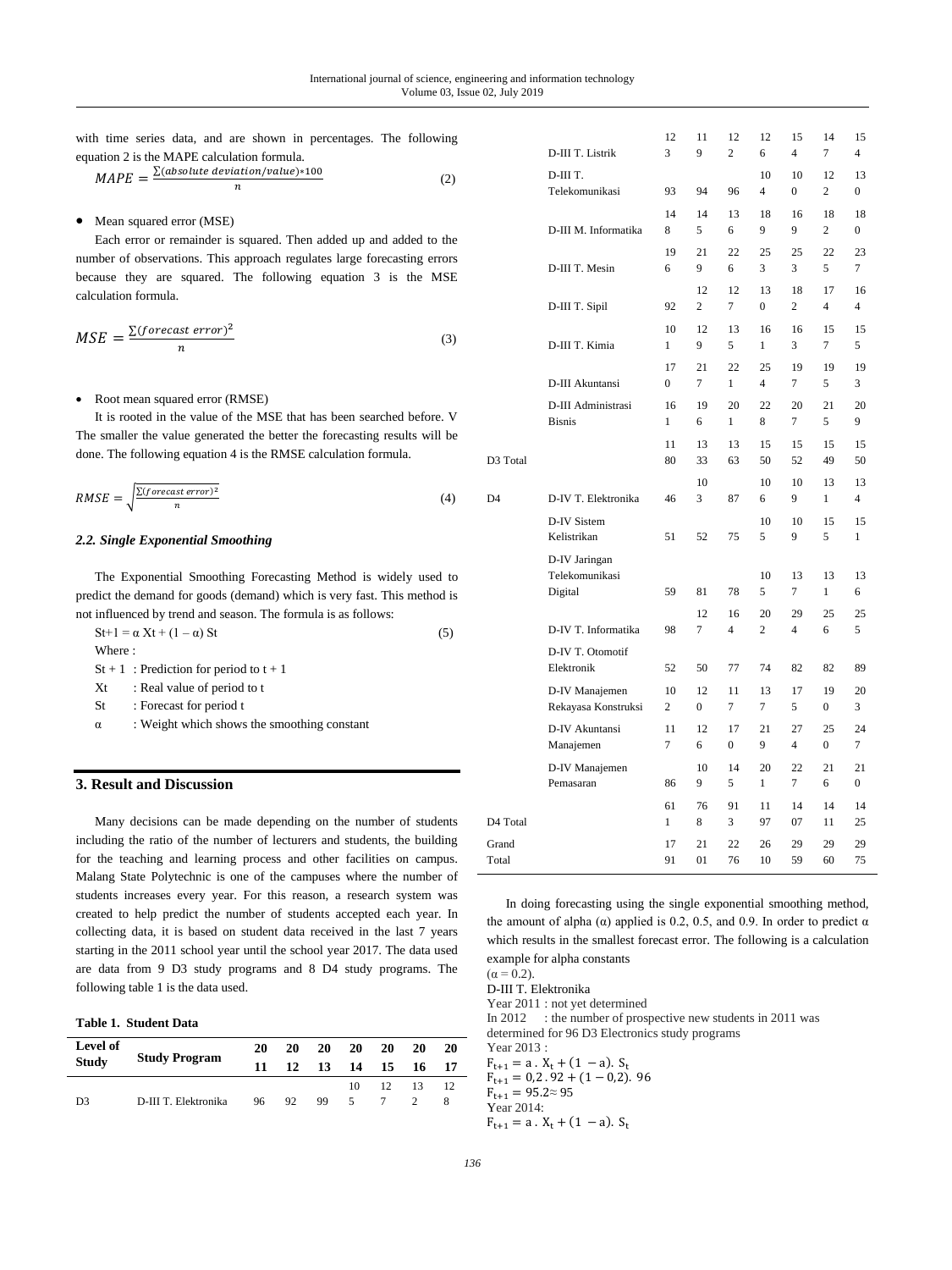with time series data, and are shown in percentages. The following equation 2 is the MAPE calculation formula.

$$MAPE = \frac{\sum(absolute\ deviation/value)*100}{n} \quad (2)$$

- Mean squared error (MSE)

Each error or remainder is squared. Then added up and added to the number of observations. This approach regulates large forecasting errors because they are squared. The following equation 3 is the MSE calculation formula.

$$MSE = \frac{\sum(forecast\ error)^2}{n} \quad (3)$$

- Root mean squared error (RMSE)

It is rooted in the value of the MSE that has been searched before. V The smaller the value generated the better the forecasting results will be done. The following equation 4 is the RMSE calculation formula.

$$RMSE = \sqrt{\frac{\sum(forecast\ error)^2}{n}} \quad (4)$$

### *2.2. Single Exponential Smoothing*

The Exponential Smoothing Forecasting Method is widely used to predict the demand for goods (demand) which is very fast. This method is not influenced by trend and season. The formula is as follows:

$$S_{t+1} = \alpha X_t + (1 - \alpha) S_t \quad (5)$$

Where :

- $S_{t+1}$ : Prediction for period to t + 1
- $X_t$ : Real value of period to t
- $S_t$ : Forecast for period t
- $\alpha$ : Weight which shows the smoothing constant

## 3. Result and Discussion

Many decisions can be made depending on the number of students including the ratio of the number of lecturers and students, the building for the teaching and learning process and other facilities on campus. Malang State Polytechnic is one of the campuses where the number of students increases every year. For this reason, a research system was created to help predict the number of students accepted each year. In collecting data, it is based on student data received in the last 7 years starting in the 2011 school year until the school year 2017. The data used are data from 9 D3 study programs and 8 D4 study programs. The following table 1 is the data used.

**Table 1. Student Data**

| Level of Study | Study Program | 2011 | 2012 | 2013 | 2014 | 2015 | 2016 | 2017 |
|---|---|---|---|---|---|---|---|---|
| D3 | D-III T. Elektronika | 96 | 92 | 99 | 105 | 127 | 132 | 128 |
| | D-III T. Listrik | 123 | 119 | 122 | 126 | 154 | 147 | 154 |
| | D-III T. Telekomunikasi | 93 | 94 | 96 | 104 | 100 | 122 | 130 |
| | D-III M. Informatika | 148 | 145 | 136 | 189 | 169 | 182 | 180 |
| | D-III T. Mesin | 196 | 219 | 226 | 253 | 253 | 225 | 237 |
| | D-III T. Sipil | 92 | 122 | 127 | 130 | 182 | 174 | 164 |
| | D-III T. Kimia | 101 | 129 | 135 | 161 | 163 | 157 | 155 |
| | D-III Akuntansi | 170 | 217 | 221 | 254 | 197 | 195 | 193 |
| | D-III Administrasi Bisnis | 161 | 196 | 201 | 228 | 207 | 215 | 209 |
| D3 Total | | 1180 | 1333 | 1363 | 1550 | 1552 | 1549 | 1550 |
| D4 | D-IV T. Elektronika | 46 | 103 | 87 | 106 | 109 | 131 | 134 |
| | D-IV Sistem Kelistrikan | 51 | 52 | 75 | 105 | 109 | 155 | 151 |
| | D-IV Jaringan Telekomunikasi Digital | 59 | 81 | 78 | 105 | 137 | 131 | 136 |
| | D-IV T. Informatika | 98 | 127 | 164 | 202 | 294 | 256 | 255 |
| | D-IV T. Otomotif Elektronik | 52 | 50 | 77 | 74 | 82 | 82 | 89 |
| | D-IV Manajemen Rekayasa Konstruksi | 102 | 120 | 117 | 137 | 175 | 190 | 203 |
| | D-IV Akuntansi Manajemen | 117 | 126 | 170 | 219 | 274 | 250 | 247 |
| | D-IV Manajemen Pemasaran | 86 | 109 | 145 | 201 | 227 | 216 | 210 |
| D4 Total | | 611 | 768 | 913 | 1197 | 1407 | 1411 | 1425 |
| Grand Total | | 1791 | 2101 | 2276 | 2610 | 2959 | 2960 | 2975 |

In doing forecasting using the single exponential smoothing method, the amount of alpha (α) applied is 0.2, 0.5, and 0.9. In order to predict α which results in the smallest forecast error. The following is a calculation example for alpha constants

(α = 0.2).

D-III T. Elektronika

Year 2011 : not yet determined

In 2012 : the number of prospective new students in 2011 was determined for 96 D3 Electronics study programs

Year 2013 :

$$F_{t+1} = a \,.\, X_t + (1 - a).\ S_t$$
$$F_{t+1} = 0{,}2 \,.\, 92 + (1 - 0{,}2).\ 96$$
$$F_{t+1} = 95.2 \approx 95$$

Year 2014:

$$F_{t+1} = a \,.\, X_t + (1 - a).\ S_t$$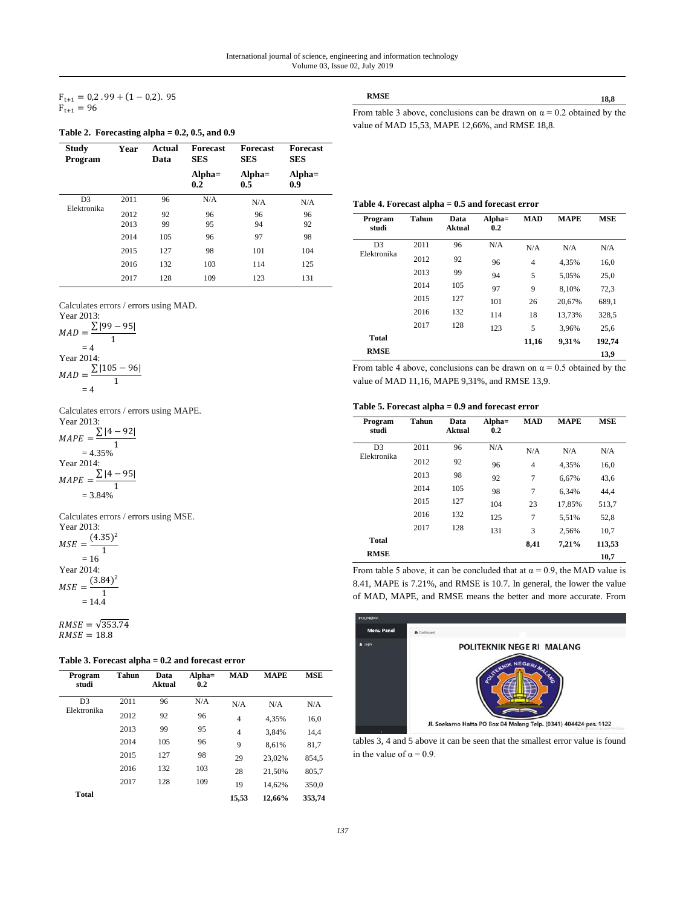$F_{t+1} = 0{,}2 \,.99 + (1 - 0{,}2).\ 95$
$F_{t+1} = 96$

**Table 2. Forecasting alpha = 0.2, 0.5, and 0.9**

| Study Program | Year | Actual Data | Forecast SES Alpha= 0.2 | Forecast SES Alpha= 0.5 | Forecast SES Alpha= 0.9 |
|---|---|---|---|---|---|
| D3 Elektronika | 2011 | 96 | N/A | N/A | N/A |
| | 2012 | 92 | 96 | 96 | 96 |
| | 2013 | 99 | 95 | 94 | 92 |
| | 2014 | 105 | 96 | 97 | 98 |
| | 2015 | 127 | 98 | 101 | 104 |
| | 2016 | 132 | 103 | 114 | 125 |
| | 2017 | 128 | 109 | 123 | 131 |

Calculates errors / errors using MAD.

Year 2013:

$$MAD = \frac{\sum|99 - 95|}{1}$$

$= 4$

Year 2014:

$$MAD = \frac{\sum|105 - 96|}{1}$$

$= 4$

Calculates errors / errors using MAPE.

Year 2013:

$$MAPE = \frac{\sum|4 - 92|}{1}$$

$= 4.35\%$

Year 2014:

$$MAPE = \frac{\sum|4 - 95|}{1}$$

$= 3.84\%$

Calculates errors / errors using MSE.

Year 2013:

$$MSE = \frac{(4.35)^2}{1}$$

$= 16$

Year 2014:

$$MSE = \frac{(3.84)^2}{1}$$

$= 14.4$

$RMSE = \sqrt{353.74}$
$RMSE = 18.8$

**Table 3. Forecast alpha = 0.2 and forecast error**

| Program studi | Tahun | Data Aktual | Alpha= 0.2 | MAD | MAPE | MSE |
|---|---|---|---|---|---|---|
| D3 Elektronika | 2011 | 96 | N/A | N/A | N/A | N/A |
| | 2012 | 92 | 96 | 4 | 4,35% | 16,0 |
| | 2013 | 99 | 95 | 4 | 3,84% | 14,4 |
| | 2014 | 105 | 96 | 9 | 8,61% | 81,7 |
| | 2015 | 127 | 98 | 29 | 23,02% | 854,5 |
| | 2016 | 132 | 103 | 28 | 21,50% | 805,7 |
| | 2017 | 128 | 109 | 19 | 14,62% | 350,0 |
| **Total** | | | | **15,53** | **12,66%** | **353,74** |
| **RMSE** | | | | | | **18,8** |

From table 3 above, conclusions can be drawn on α = 0.2 obtained by the value of MAD 15,53, MAPE 12,66%, and RMSE 18,8.

**Table 4. Forecast alpha = 0.5 and forecast error**

| Program studi | Tahun | Data Aktual | Alpha= 0.2 | MAD | MAPE | MSE |
|---|---|---|---|---|---|---|
| D3 Elektronika | 2011 | 96 | N/A | N/A | N/A | N/A |
| | 2012 | 92 | 96 | 4 | 4,35% | 16,0 |
| | 2013 | 99 | 94 | 5 | 5,05% | 25,0 |
| | 2014 | 105 | 97 | 9 | 8,10% | 72,3 |
| | 2015 | 127 | 101 | 26 | 20,67% | 689,1 |
| | 2016 | 132 | 114 | 18 | 13,73% | 328,5 |
| | 2017 | 128 | 123 | 5 | 3,96% | 25,6 |
| **Total** | | | | **11,16** | **9,31%** | **192,74** |
| **RMSE** | | | | | | **13,9** |

From table 4 above, conclusions can be drawn on α = 0.5 obtained by the value of MAD 11,16, MAPE 9,31%, and RMSE 13,9.

**Table 5. Forecast alpha = 0.9 and forecast error**

| Program studi | Tahun | Data Aktual | Alpha= 0.2 | MAD | MAPE | MSE |
|---|---|---|---|---|---|---|
| D3 Elektronika | 2011 | 96 | N/A | N/A | N/A | N/A |
| | 2012 | 92 | 96 | 4 | 4,35% | 16,0 |
| | 2013 | 98 | 92 | 7 | 6,67% | 43,6 |
| | 2014 | 105 | 98 | 7 | 6,34% | 44,4 |
| | 2015 | 127 | 104 | 23 | 17,85% | 513,7 |
| | 2016 | 132 | 125 | 7 | 5,51% | 52,8 |
| | 2017 | 128 | 131 | 3 | 2,56% | 10,7 |
| **Total** | | | | **8,41** | **7,21%** | **113,53** |
| **RMSE** | | | | | | **10,7** |

From table 5 above, it can be concluded that at α = 0.9, the MAD value is 8.41, MAPE is 7.21%, and RMSE is 10.7. In general, the lower the value of MAD, MAPE, and RMSE means the better and more accurate. From tables 3, 4 and 5 above it can be seen that the smallest error value is found in the value of α = 0.9.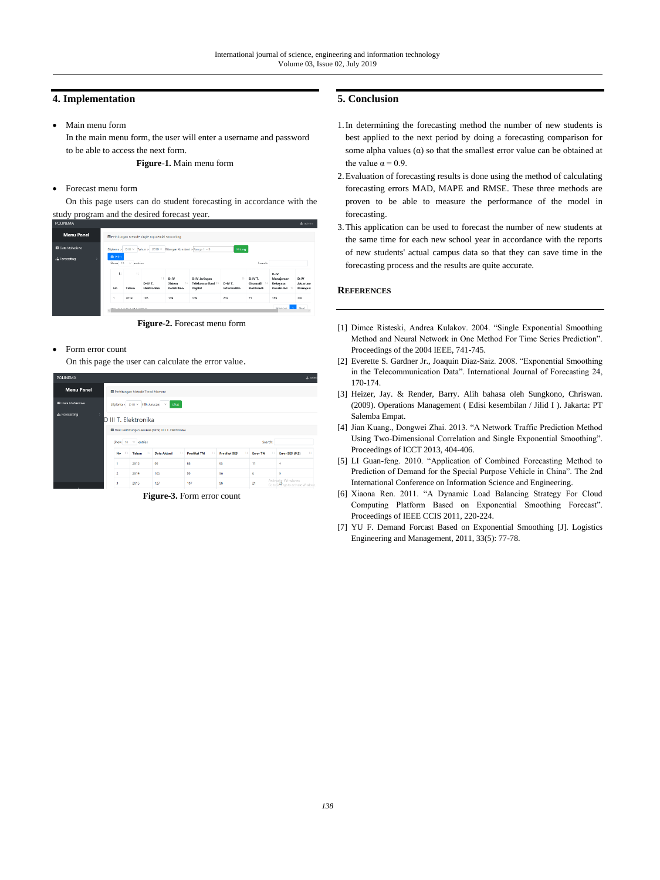## 4. Implementation

- Main menu form

  In the main menu form, the user will enter a username and password to be able to access the next form.

**Figure-1.** Main menu form

- Forecast menu form

  On this page users can do student forecasting in accordance with the study program and the desired forecast year.

**Figure-2.** Forecast menu form

- Form error count

  On this page the user can calculate the error value.

**Figure-3.** Form error count

## 5. Conclusion

1. In determining the forecasting method the number of new students is best applied to the next period by doing a forecasting comparison for some alpha values (α) so that the smallest error value can be obtained at the value α = 0.9.
2. Evaluation of forecasting results is done using the method of calculating forecasting errors MAD, MAPE and RMSE. These three methods are proven to be able to measure the performance of the model in forecasting.
3. This application can be used to forecast the number of new students at the same time for each new school year in accordance with the reports of new students' actual campus data so that they can save time in the forecasting process and the results are quite accurate.

## References

[1] Dimce Risteski, Andrea Kulakov. 2004. "Single Exponential Smoothing Method and Neural Network in One Method For Time Series Prediction". Proceedings of the 2004 IEEE, 741-745.

[2] Everette S. Gardner Jr., Joaquin Diaz-Saiz. 2008. "Exponential Smoothing in the Telecommunication Data". International Journal of Forecasting 24, 170-174.

[3] Heizer, Jay. & Render, Barry. Alih bahasa oleh Sungkono, Chriswan. (2009). Operations Management ( Edisi kesembilan / Jilid I ). Jakarta: PT Salemba Empat.

[4] Jian Kuang., Dongwei Zhai. 2013. "A Network Traffic Prediction Method Using Two-Dimensional Correlation and Single Exponential Smoothing". Proceedings of ICCT 2013, 404-406.

[5] LI Guan-feng. 2010. "Application of Combined Forecasting Method to Prediction of Demand for the Special Purpose Vehicle in China". The 2nd International Conference on Information Science and Engineering.

[6] Xiaona Ren. 2011. "A Dynamic Load Balancing Strategy For Cloud Computing Platform Based on Exponential Smoothing Forecast". Proceedings of IEEE CCIS 2011, 220-224.

[7] YU F. Demand Forcast Based on Exponential Smoothing [J]. Logistics Engineering and Management, 2011, 33(5): 77-78.